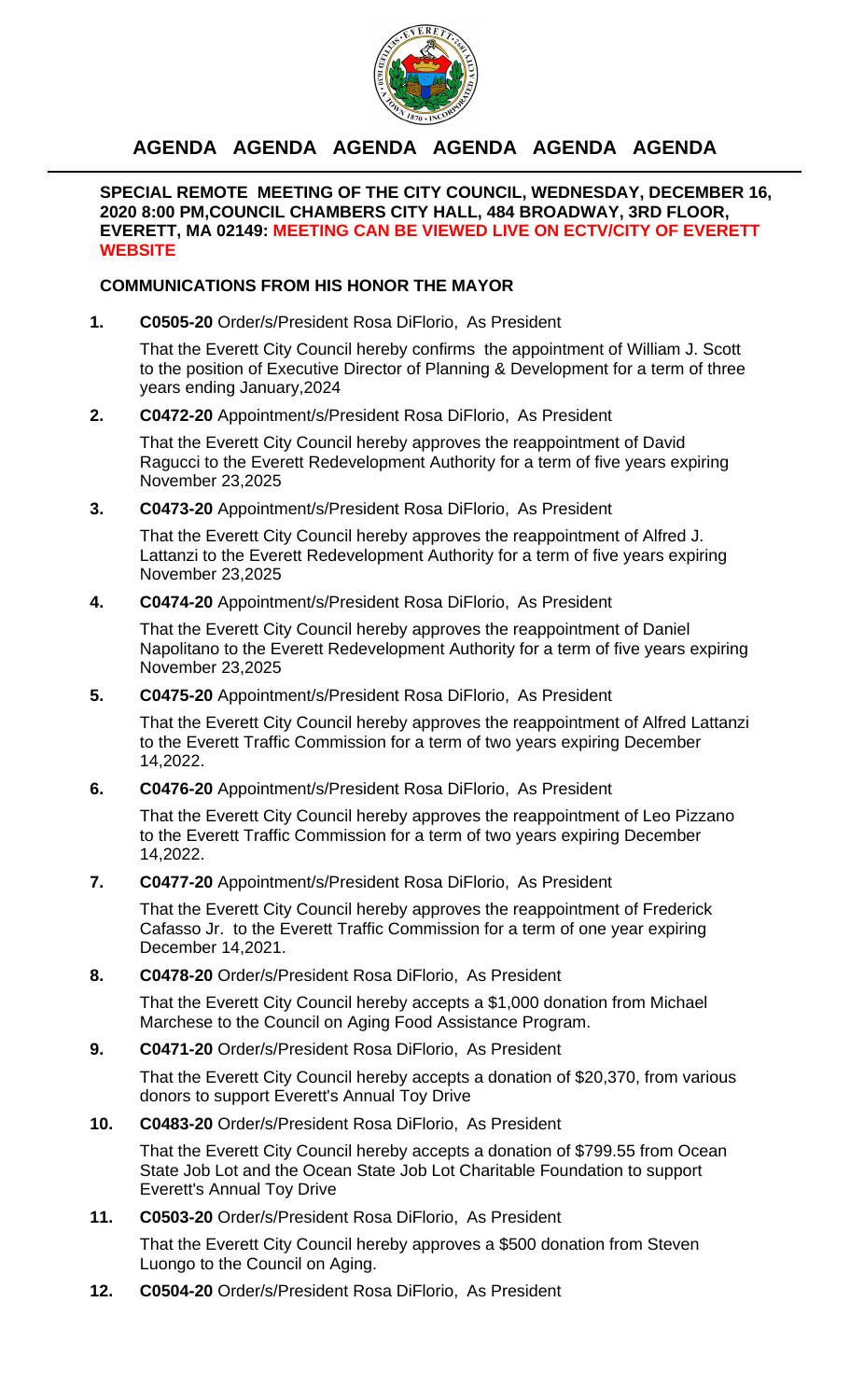# AGENDA AGENDA AGENDA AGENDA AGENDA AGENDA

**SPECIAL REMOTE MEETING OF THE CITY COUNCIL, WEDNESDAY, DECEMBER 16, 2020 8:00 PM,COUNCIL CHAMBERS CITY HALL, 484 BROADWAY, 3RD FLOOR, EVERETT, MA 02149: MEETING CAN BE VIEWED LIVE ON ECTV/CITY OF EVERETT WEBSITE**

**COMMUNICATIONS FROM HIS HONOR THE MAYOR**

1. **C0505-20** Order/s/President Rosa DiFlorio, As President

   That the Everett City Council hereby confirms the appointment of William J. Scott to the position of Executive Director of Planning & Development for a term of three years ending January,2024

2. **C0472-20** Appointment/s/President Rosa DiFlorio, As President

   That the Everett City Council hereby approves the reappointment of David Ragucci to the Everett Redevelopment Authority for a term of five years expiring November 23,2025

3. **C0473-20** Appointment/s/President Rosa DiFlorio, As President

   That the Everett City Council hereby approves the reappointment of Alfred J. Lattanzi to the Everett Redevelopment Authority for a term of five years expiring November 23,2025

4. **C0474-20** Appointment/s/President Rosa DiFlorio, As President

   That the Everett City Council hereby approves the reappointment of Daniel Napolitano to the Everett Redevelopment Authority for a term of five years expiring November 23,2025

5. **C0475-20** Appointment/s/President Rosa DiFlorio, As President

   That the Everett City Council hereby approves the reappointment of Alfred Lattanzi to the Everett Traffic Commission for a term of two years expiring December 14,2022.

6. **C0476-20** Appointment/s/President Rosa DiFlorio, As President

   That the Everett City Council hereby approves the reappointment of Leo Pizzano to the Everett Traffic Commission for a term of two years expiring December 14,2022.

7. **C0477-20** Appointment/s/President Rosa DiFlorio, As President

   That the Everett City Council hereby approves the reappointment of Frederick Cafasso Jr. to the Everett Traffic Commission for a term of one year expiring December 14,2021.

8. **C0478-20** Order/s/President Rosa DiFlorio, As President

   That the Everett City Council hereby accepts a $1,000 donation from Michael Marchese to the Council on Aging Food Assistance Program.

9. **C0471-20** Order/s/President Rosa DiFlorio, As President

   That the Everett City Council hereby accepts a donation of $20,370, from various donors to support Everett's Annual Toy Drive

10. **C0483-20** Order/s/President Rosa DiFlorio, As President

    That the Everett City Council hereby accepts a donation of $799.55 from Ocean State Job Lot and the Ocean State Job Lot Charitable Foundation to support Everett's Annual Toy Drive

11. **C0503-20** Order/s/President Rosa DiFlorio, As President

    That the Everett City Council hereby approves a $500 donation from Steven Luongo to the Council on Aging.

12. **C0504-20** Order/s/President Rosa DiFlorio, As President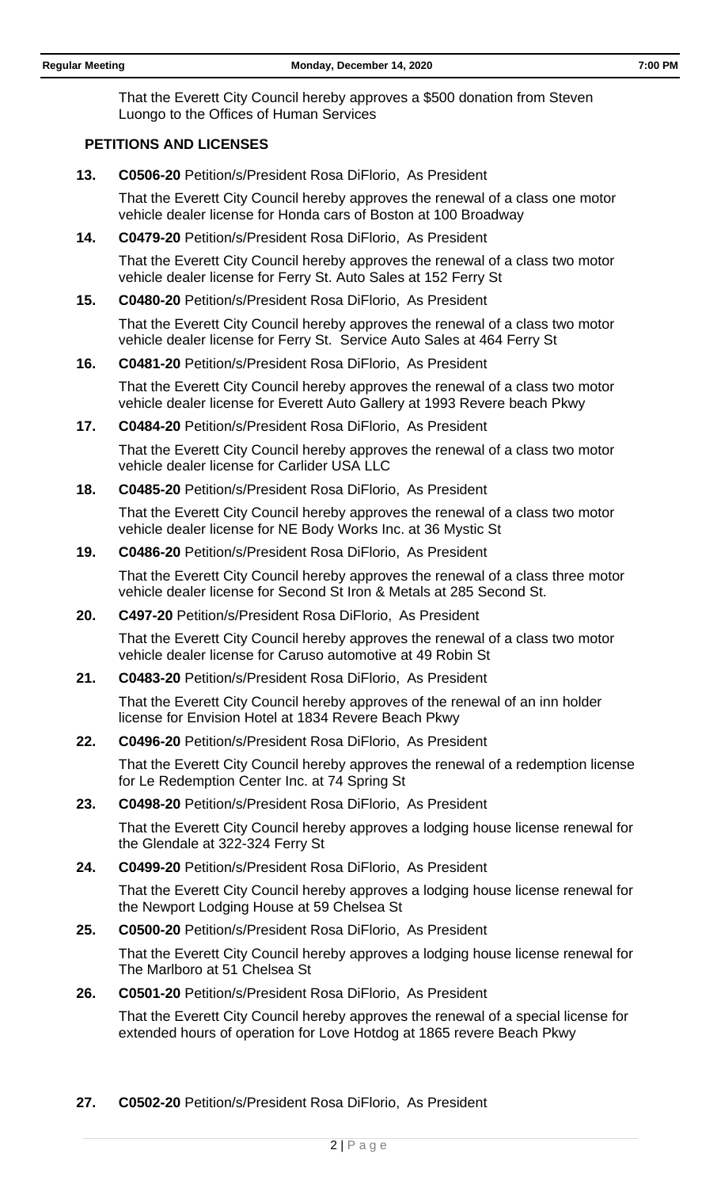That the Everett City Council hereby approves a $500 donation from Steven Luongo to the Offices of Human Services

## PETITIONS AND LICENSES

**13.** **C0506-20** Petition/s/President Rosa DiFlorio, As President

That the Everett City Council hereby approves the renewal of a class one motor vehicle dealer license for Honda cars of Boston at 100 Broadway

**14.** **C0479-20** Petition/s/President Rosa DiFlorio, As President

That the Everett City Council hereby approves the renewal of a class two motor vehicle dealer license for Ferry St. Auto Sales at 152 Ferry St

**15.** **C0480-20** Petition/s/President Rosa DiFlorio, As President

That the Everett City Council hereby approves the renewal of a class two motor vehicle dealer license for Ferry St. Service Auto Sales at 464 Ferry St

**16.** **C0481-20** Petition/s/President Rosa DiFlorio, As President

That the Everett City Council hereby approves the renewal of a class two motor vehicle dealer license for Everett Auto Gallery at 1993 Revere beach Pkwy

**17.** **C0484-20** Petition/s/President Rosa DiFlorio, As President

That the Everett City Council hereby approves the renewal of a class two motor vehicle dealer license for Carlider USA LLC

**18.** **C0485-20** Petition/s/President Rosa DiFlorio, As President

That the Everett City Council hereby approves the renewal of a class two motor vehicle dealer license for NE Body Works Inc. at 36 Mystic St

**19.** **C0486-20** Petition/s/President Rosa DiFlorio, As President

That the Everett City Council hereby approves the renewal of a class three motor vehicle dealer license for Second St Iron & Metals at 285 Second St.

**20.** **C497-20** Petition/s/President Rosa DiFlorio, As President

That the Everett City Council hereby approves the renewal of a class two motor vehicle dealer license for Caruso automotive at 49 Robin St

**21.** **C0483-20** Petition/s/President Rosa DiFlorio, As President

That the Everett City Council hereby approves of the renewal of an inn holder license for Envision Hotel at 1834 Revere Beach Pkwy

**22.** **C0496-20** Petition/s/President Rosa DiFlorio, As President

That the Everett City Council hereby approves the renewal of a redemption license for Le Redemption Center Inc. at 74 Spring St

**23.** **C0498-20** Petition/s/President Rosa DiFlorio, As President

That the Everett City Council hereby approves a lodging house license renewal for the Glendale at 322-324 Ferry St

**24.** **C0499-20** Petition/s/President Rosa DiFlorio, As President

That the Everett City Council hereby approves a lodging house license renewal for the Newport Lodging House at 59 Chelsea St

**25.** **C0500-20** Petition/s/President Rosa DiFlorio, As President

That the Everett City Council hereby approves a lodging house license renewal for The Marlboro at 51 Chelsea St

**26.** **C0501-20** Petition/s/President Rosa DiFlorio, As President

That the Everett City Council hereby approves the renewal of a special license for extended hours of operation for Love Hotdog at 1865 revere Beach Pkwy

**27.** **C0502-20** Petition/s/President Rosa DiFlorio, As President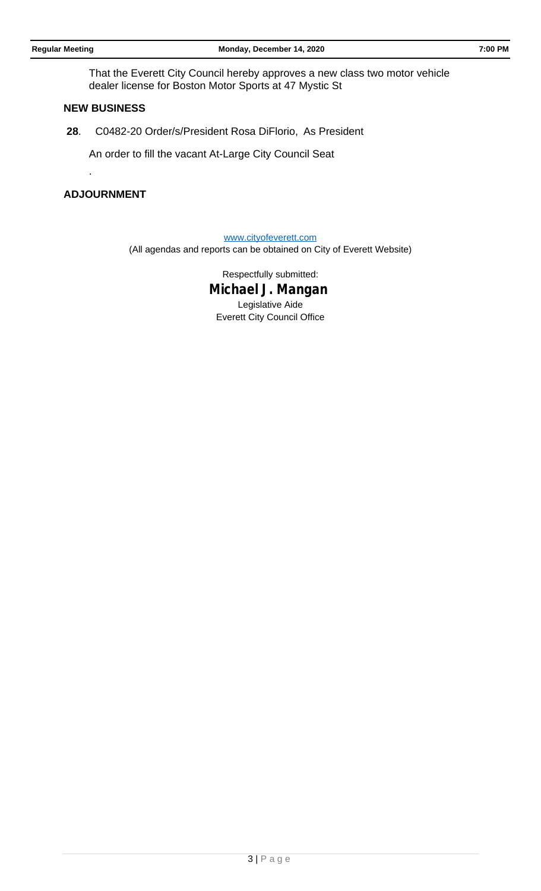That the Everett City Council hereby approves a new class two motor vehicle dealer license for Boston Motor Sports at 47 Mystic St

## NEW BUSINESS

**28**. C0482-20 Order/s/President Rosa DiFlorio, As President

An order to fill the vacant At-Large City Council Seat

.

## ADJOURNMENT

www.cityofeverett.com
(All agendas and reports can be obtained on City of Everett Website)

Respectfully submitted:
**Michael J. Mangan**
Legislative Aide
Everett City Council Office